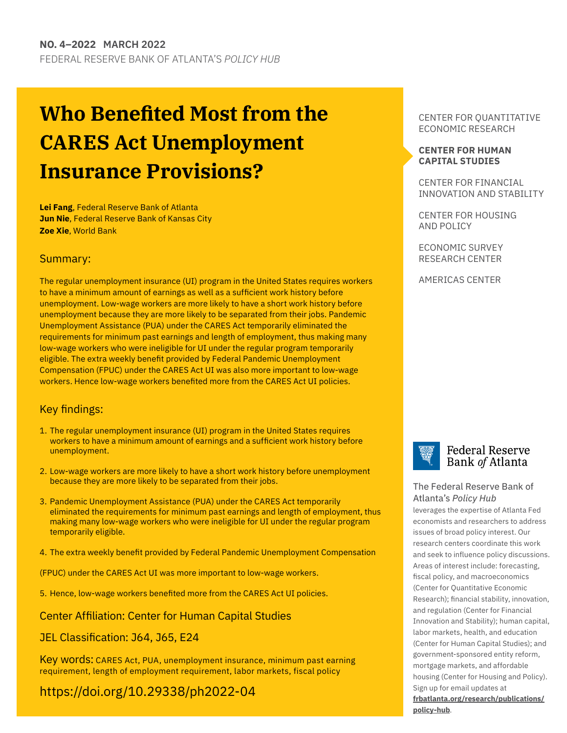**NO. 4–2022 MARCH 2022**

FEDERAL RESERVE BANK OF ATLANTA'S *POLICY HUB*

# Who Benefited Most from the CARES Act Unemployment Insurance Provisions?

**Lei Fang**, Federal Reserve Bank of Atlanta
**Jun Nie**, Federal Reserve Bank of Kansas City
**Zoe Xie**, World Bank

## Summary:

The regular unemployment insurance (UI) program in the United States requires workers to have a minimum amount of earnings as well as a sufficient work history before unemployment. Low-wage workers are more likely to have a short work history before unemployment because they are more likely to be separated from their jobs. Pandemic Unemployment Assistance (PUA) under the CARES Act temporarily eliminated the requirements for minimum past earnings and length of employment, thus making many low-wage workers who were ineligible for UI under the regular program temporarily eligible. The extra weekly benefit provided by Federal Pandemic Unemployment Compensation (FPUC) under the CARES Act UI was also more important to low-wage workers. Hence low-wage workers benefited more from the CARES Act UI policies.

## Key findings:

1. The regular unemployment insurance (UI) program in the United States requires workers to have a minimum amount of earnings and a sufficient work history before unemployment.
2. Low-wage workers are more likely to have a short work history before unemployment because they are more likely to be separated from their jobs.
3. Pandemic Unemployment Assistance (PUA) under the CARES Act temporarily eliminated the requirements for minimum past earnings and length of employment, thus making many low-wage workers who were ineligible for UI under the regular program temporarily eligible.
4. The extra weekly benefit provided by Federal Pandemic Unemployment Compensation

(FPUC) under the CARES Act UI was more important to low-wage workers.

5. Hence, low-wage workers benefited more from the CARES Act UI policies.

Center Affiliation: Center for Human Capital Studies

JEL Classification: J64, J65, E24

Key words: CARES Act, PUA, unemployment insurance, minimum past earning requirement, length of employment requirement, labor markets, fiscal policy

https://doi.org/10.29338/ph2022-04

CENTER FOR QUANTITATIVE ECONOMIC RESEARCH

**CENTER FOR HUMAN CAPITAL STUDIES**

CENTER FOR FINANCIAL INNOVATION AND STABILITY

CENTER FOR HOUSING AND POLICY

ECONOMIC SURVEY RESEARCH CENTER

AMERICAS CENTER

Federal Reserve Bank *of* Atlanta

The Federal Reserve Bank of Atlanta's *Policy Hub* leverages the expertise of Atlanta Fed economists and researchers to address issues of broad policy interest. Our research centers coordinate this work and seek to influence policy discussions. Areas of interest include: forecasting, fiscal policy, and macroeconomics (Center for Quantitative Economic Research); financial stability, innovation, and regulation (Center for Financial Innovation and Stability); human capital, labor markets, health, and education (Center for Human Capital Studies); and government-sponsored entity reform, mortgage markets, and affordable housing (Center for Housing and Policy). Sign up for email updates at **frbatlanta.org/research/publications/policy-hub**.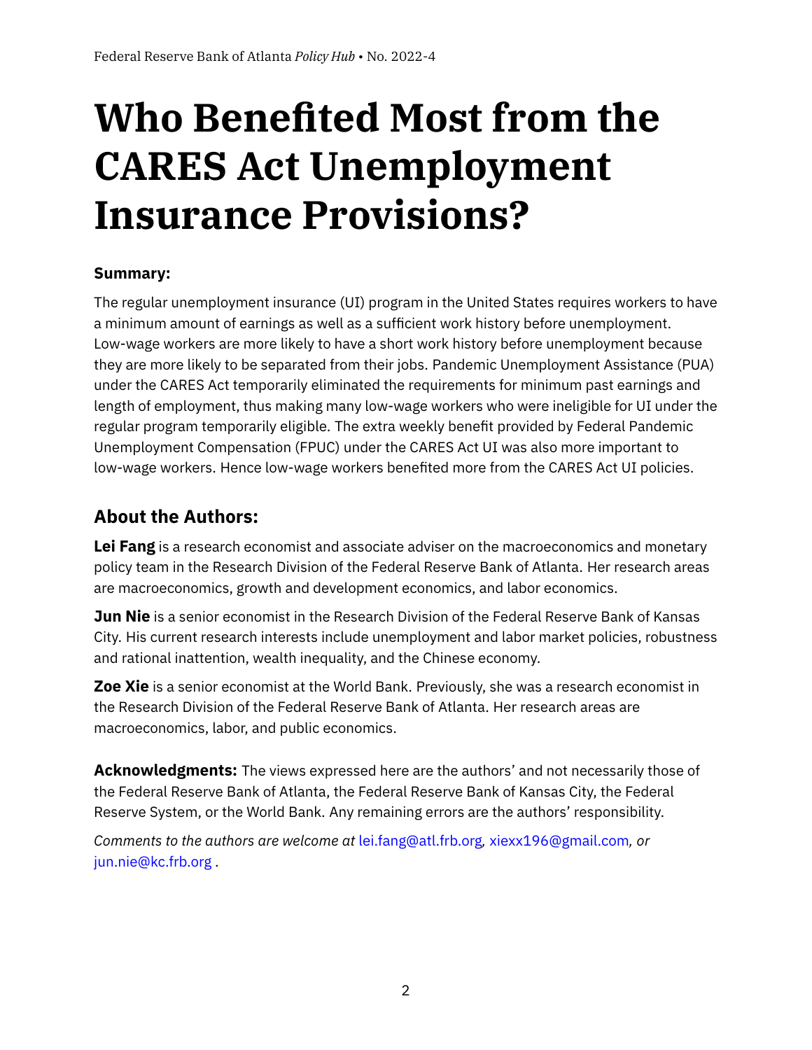# Who Benefited Most from the CARES Act Unemployment Insurance Provisions?

**Summary:**

The regular unemployment insurance (UI) program in the United States requires workers to have a minimum amount of earnings as well as a sufficient work history before unemployment. Low-wage workers are more likely to have a short work history before unemployment because they are more likely to be separated from their jobs. Pandemic Unemployment Assistance (PUA) under the CARES Act temporarily eliminated the requirements for minimum past earnings and length of employment, thus making many low-wage workers who were ineligible for UI under the regular program temporarily eligible. The extra weekly benefit provided by Federal Pandemic Unemployment Compensation (FPUC) under the CARES Act UI was also more important to low-wage workers. Hence low-wage workers benefited more from the CARES Act UI policies.

## About the Authors:

**Lei Fang** is a research economist and associate adviser on the macroeconomics and monetary policy team in the Research Division of the Federal Reserve Bank of Atlanta. Her research areas are macroeconomics, growth and development economics, and labor economics.

**Jun Nie** is a senior economist in the Research Division of the Federal Reserve Bank of Kansas City. His current research interests include unemployment and labor market policies, robustness and rational inattention, wealth inequality, and the Chinese economy.

**Zoe Xie** is a senior economist at the World Bank. Previously, she was a research economist in the Research Division of the Federal Reserve Bank of Atlanta. Her research areas are macroeconomics, labor, and public economics.

**Acknowledgments:** The views expressed here are the authors' and not necessarily those of the Federal Reserve Bank of Atlanta, the Federal Reserve Bank of Kansas City, the Federal Reserve System, or the World Bank. Any remaining errors are the authors' responsibility.

*Comments to the authors are welcome at* lei.fang@atl.frb.org*,* xiexx196@gmail.com*, or* jun.nie@kc.frb.org .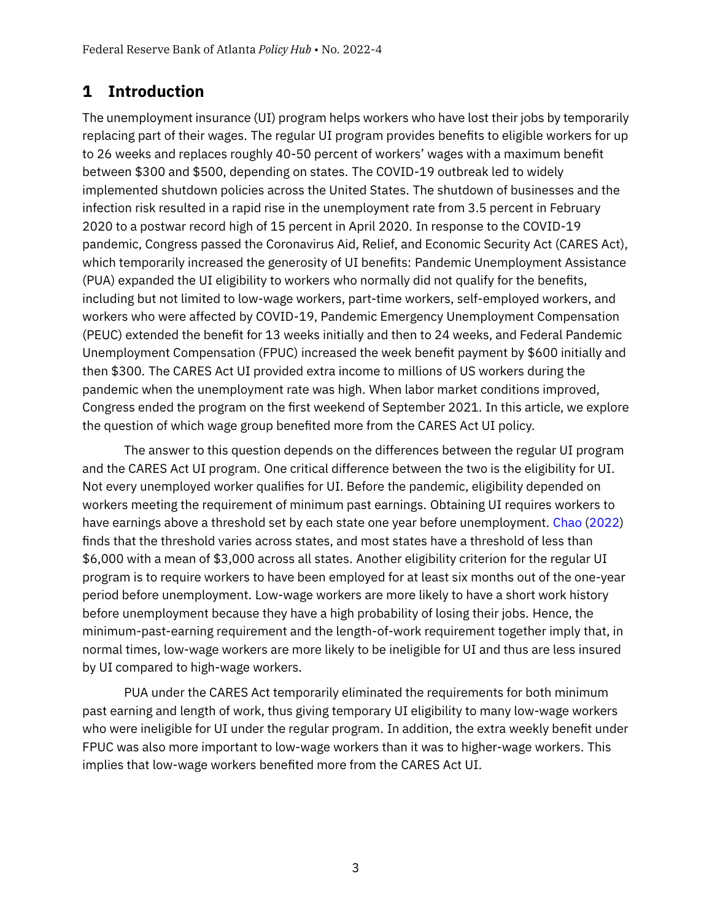# 1 Introduction

The unemployment insurance (UI) program helps workers who have lost their jobs by temporarily replacing part of their wages. The regular UI program provides benefits to eligible workers for up to 26 weeks and replaces roughly 40-50 percent of workers' wages with a maximum benefit between $300 and $500, depending on states. The COVID-19 outbreak led to widely implemented shutdown policies across the United States. The shutdown of businesses and the infection risk resulted in a rapid rise in the unemployment rate from 3.5 percent in February 2020 to a postwar record high of 15 percent in April 2020. In response to the COVID-19 pandemic, Congress passed the Coronavirus Aid, Relief, and Economic Security Act (CARES Act), which temporarily increased the generosity of UI benefits: Pandemic Unemployment Assistance (PUA) expanded the UI eligibility to workers who normally did not qualify for the benefits, including but not limited to low-wage workers, part-time workers, self-employed workers, and workers who were affected by COVID-19, Pandemic Emergency Unemployment Compensation (PEUC) extended the benefit for 13 weeks initially and then to 24 weeks, and Federal Pandemic Unemployment Compensation (FPUC) increased the week benefit payment by $600 initially and then $300. The CARES Act UI provided extra income to millions of US workers during the pandemic when the unemployment rate was high. When labor market conditions improved, Congress ended the program on the first weekend of September 2021. In this article, we explore the question of which wage group benefited more from the CARES Act UI policy.

The answer to this question depends on the differences between the regular UI program and the CARES Act UI program. One critical difference between the two is the eligibility for UI. Not every unemployed worker qualifies for UI. Before the pandemic, eligibility depended on workers meeting the requirement of minimum past earnings. Obtaining UI requires workers to have earnings above a threshold set by each state one year before unemployment. Chao (2022) finds that the threshold varies across states, and most states have a threshold of less than $6,000 with a mean of $3,000 across all states. Another eligibility criterion for the regular UI program is to require workers to have been employed for at least six months out of the one-year period before unemployment. Low-wage workers are more likely to have a short work history before unemployment because they have a high probability of losing their jobs. Hence, the minimum-past-earning requirement and the length-of-work requirement together imply that, in normal times, low-wage workers are more likely to be ineligible for UI and thus are less insured by UI compared to high-wage workers.

PUA under the CARES Act temporarily eliminated the requirements for both minimum past earning and length of work, thus giving temporary UI eligibility to many low-wage workers who were ineligible for UI under the regular program. In addition, the extra weekly benefit under FPUC was also more important to low-wage workers than it was to higher-wage workers. This implies that low-wage workers benefited more from the CARES Act UI.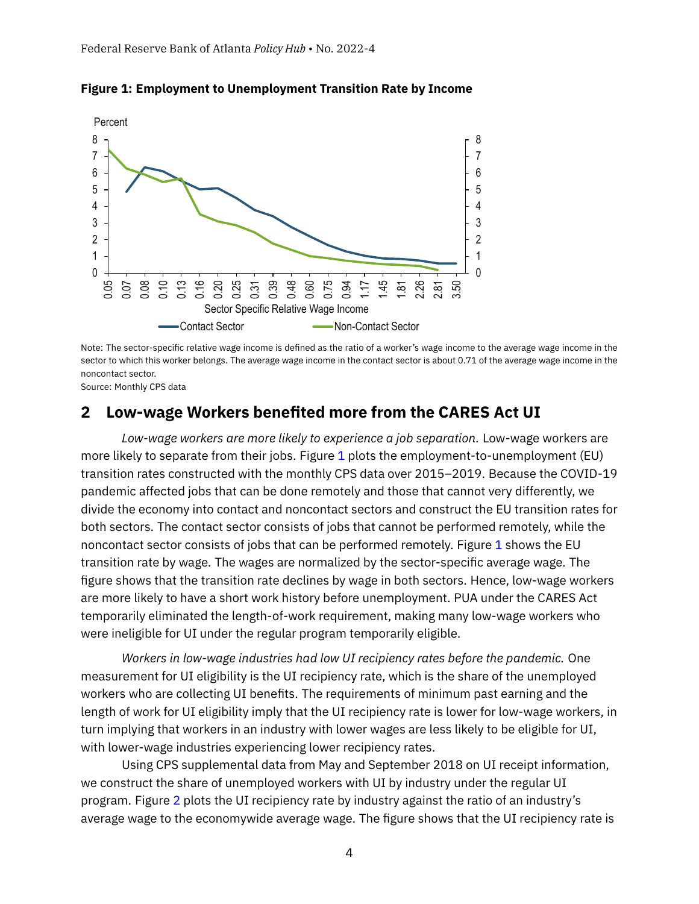**Figure 1: Employment to Unemployment Transition Rate by Income**

Note: The sector-specific relative wage income is defined as the ratio of a worker's wage income to the average wage income in the sector to which this worker belongs. The average wage income in the contact sector is about 0.71 of the average wage income in the noncontact sector.
Source: Monthly CPS data

## 2 Low-wage Workers benefited more from the CARES Act UI

*Low-wage workers are more likely to experience a job separation.* Low-wage workers are more likely to separate from their jobs. Figure 1 plots the employment-to-unemployment (EU) transition rates constructed with the monthly CPS data over 2015–2019. Because the COVID-19 pandemic affected jobs that can be done remotely and those that cannot very differently, we divide the economy into contact and noncontact sectors and construct the EU transition rates for both sectors. The contact sector consists of jobs that cannot be performed remotely, while the noncontact sector consists of jobs that can be performed remotely. Figure 1 shows the EU transition rate by wage. The wages are normalized by the sector-specific average wage. The figure shows that the transition rate declines by wage in both sectors. Hence, low-wage workers are more likely to have a short work history before unemployment. PUA under the CARES Act temporarily eliminated the length-of-work requirement, making many low-wage workers who were ineligible for UI under the regular program temporarily eligible.

*Workers in low-wage industries had low UI recipiency rates before the pandemic.* One measurement for UI eligibility is the UI recipiency rate, which is the share of the unemployed workers who are collecting UI benefits. The requirements of minimum past earning and the length of work for UI eligibility imply that the UI recipiency rate is lower for low-wage workers, in turn implying that workers in an industry with lower wages are less likely to be eligible for UI, with lower-wage industries experiencing lower recipiency rates.

Using CPS supplemental data from May and September 2018 on UI receipt information, we construct the share of unemployed workers with UI by industry under the regular UI program. Figure 2 plots the UI recipiency rate by industry against the ratio of an industry's average wage to the economywide average wage. The figure shows that the UI recipiency rate is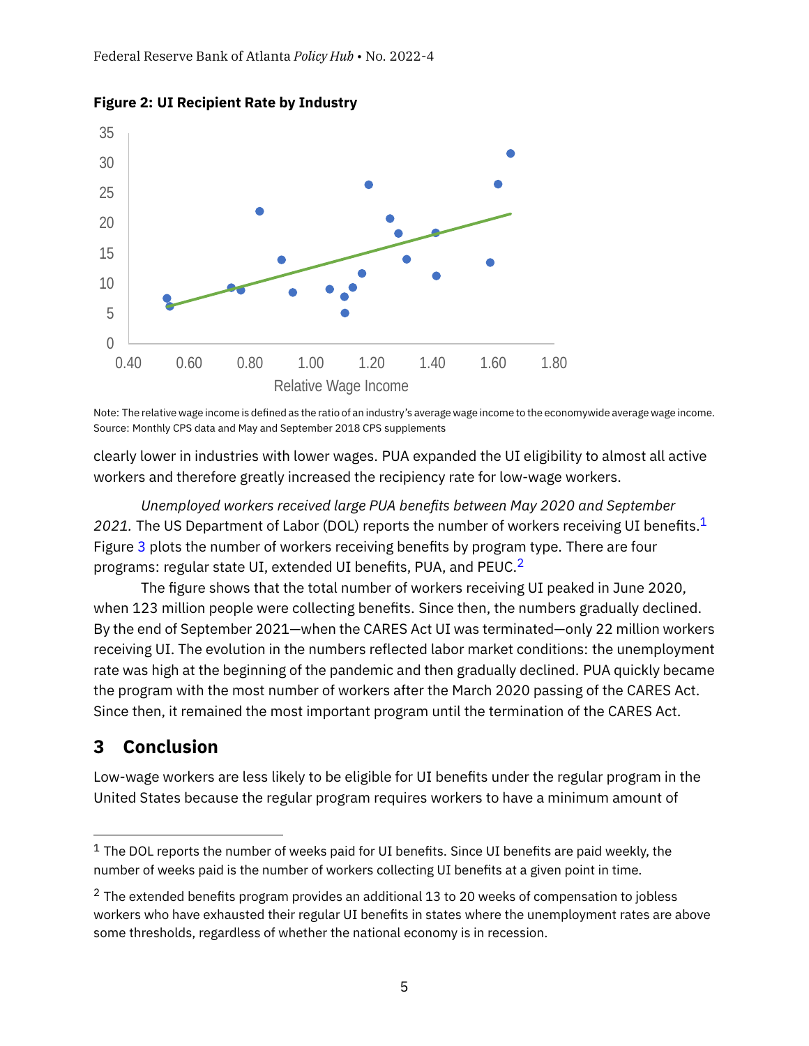**Figure 2: UI Recipient Rate by Industry**

Note: The relative wage income is defined as the ratio of an industry's average wage income to the economywide average wage income.
Source: Monthly CPS data and May and September 2018 CPS supplements

clearly lower in industries with lower wages. PUA expanded the UI eligibility to almost all active workers and therefore greatly increased the recipiency rate for low-wage workers.

*Unemployed workers received large PUA benefits between May 2020 and September 2021.* The US Department of Labor (DOL) reports the number of workers receiving UI benefits.[1] Figure 3 plots the number of workers receiving benefits by program type. There are four programs: regular state UI, extended UI benefits, PUA, and PEUC.[2]

The figure shows that the total number of workers receiving UI peaked in June 2020, when 123 million people were collecting benefits. Since then, the numbers gradually declined. By the end of September 2021—when the CARES Act UI was terminated—only 22 million workers receiving UI. The evolution in the numbers reflected labor market conditions: the unemployment rate was high at the beginning of the pandemic and then gradually declined. PUA quickly became the program with the most number of workers after the March 2020 passing of the CARES Act. Since then, it remained the most important program until the termination of the CARES Act.

## 3 Conclusion

Low-wage workers are less likely to be eligible for UI benefits under the regular program in the United States because the regular program requires workers to have a minimum amount of

---

[1] The DOL reports the number of weeks paid for UI benefits. Since UI benefits are paid weekly, the number of weeks paid is the number of workers collecting UI benefits at a given point in time.

[2] The extended benefits program provides an additional 13 to 20 weeks of compensation to jobless workers who have exhausted their regular UI benefits in states where the unemployment rates are above some thresholds, regardless of whether the national economy is in recession.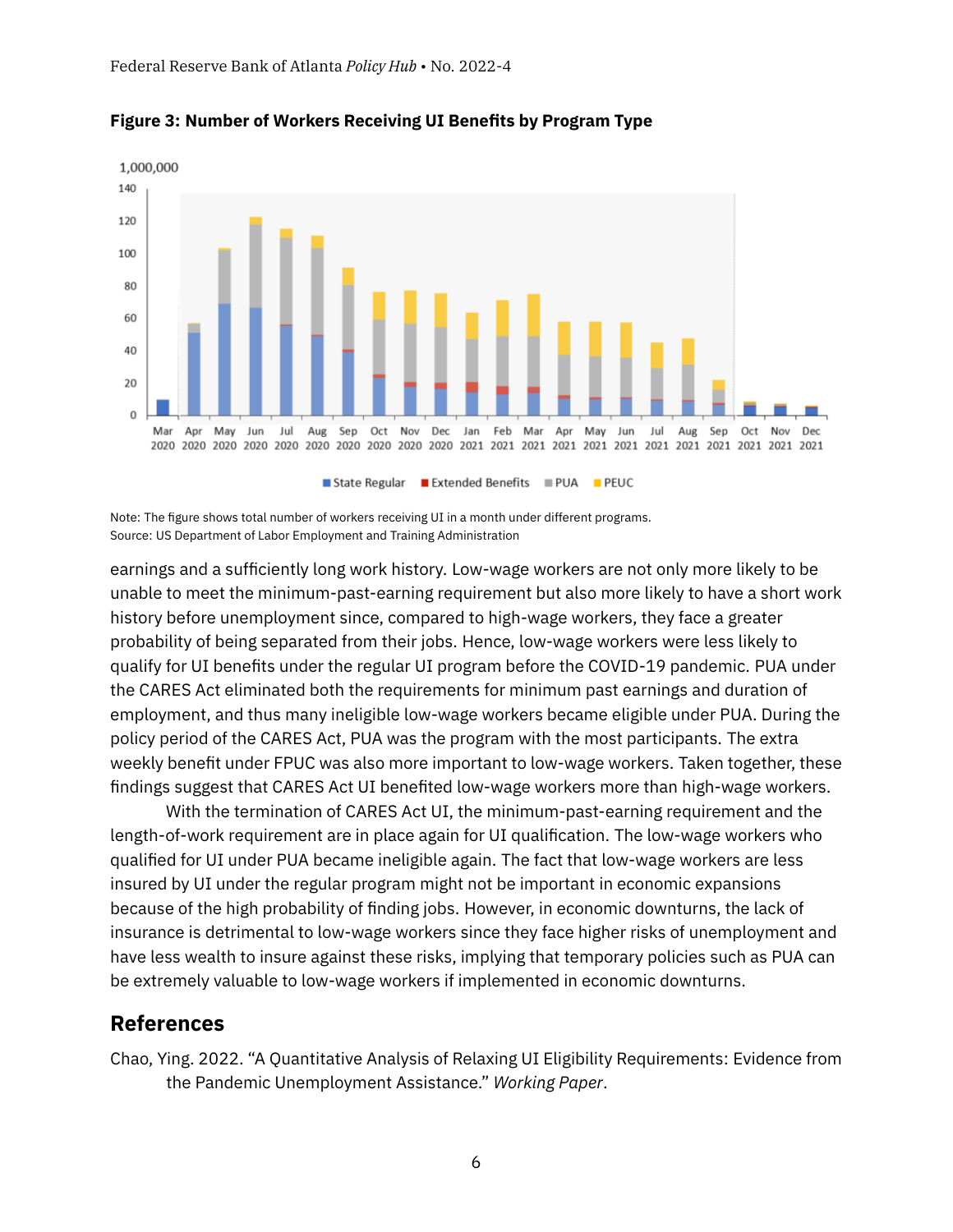**Figure 3: Number of Workers Receiving UI Benefits by Program Type**

1,000,000

140
120
100
80
60
40
20
0

Mar 2020 Apr 2020 May 2020 Jun 2020 Jul 2020 Aug 2020 Sep 2020 Oct 2020 Nov 2020 Dec 2020 Jan 2021 Feb 2021 Mar 2021 Apr 2021 May 2021 Jun 2021 Jul 2021 Aug 2021 Sep 2021 Oct 2021 Nov 2021 Dec 2021

State Regular, Extended Benefits, PUA, PEUC

Note: The figure shows total number of workers receiving UI in a month under different programs.
Source: US Department of Labor Employment and Training Administration

earnings and a sufficiently long work history. Low-wage workers are not only more likely to be unable to meet the minimum-past-earning requirement but also more likely to have a short work history before unemployment since, compared to high-wage workers, they face a greater probability of being separated from their jobs. Hence, low-wage workers were less likely to qualify for UI benefits under the regular UI program before the COVID-19 pandemic. PUA under the CARES Act eliminated both the requirements for minimum past earnings and duration of employment, and thus many ineligible low-wage workers became eligible under PUA. During the policy period of the CARES Act, PUA was the program with the most participants. The extra weekly benefit under FPUC was also more important to low-wage workers. Taken together, these findings suggest that CARES Act UI benefited low-wage workers more than high-wage workers.

With the termination of CARES Act UI, the minimum-past-earning requirement and the length-of-work requirement are in place again for UI qualification. The low-wage workers who qualified for UI under PUA became ineligible again. The fact that low-wage workers are less insured by UI under the regular program might not be important in economic expansions because of the high probability of finding jobs. However, in economic downturns, the lack of insurance is detrimental to low-wage workers since they face higher risks of unemployment and have less wealth to insure against these risks, implying that temporary policies such as PUA can be extremely valuable to low-wage workers if implemented in economic downturns.

## References

Chao, Ying. 2022. "A Quantitative Analysis of Relaxing UI Eligibility Requirements: Evidence from the Pandemic Unemployment Assistance." *Working Paper*.